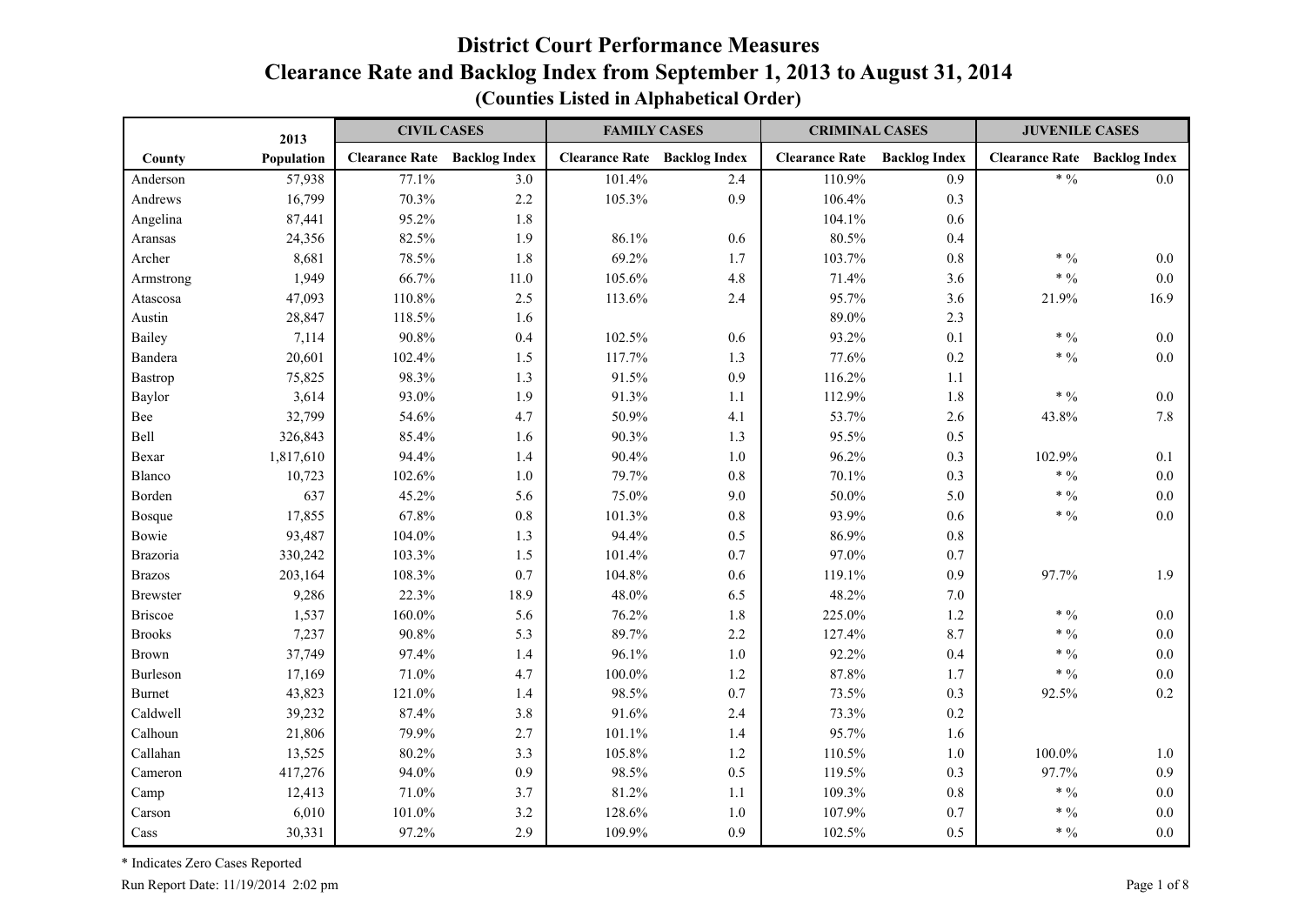# District Court Performance Measures

## Clearance Rate and Backlog Index from September 1, 2013 to August 31, 2014

### (Counties Listed in Alphabetical Order)

| County | 2013 Population | CIVIL CASES | | FAMILY CASES | | CRIMINAL CASES | | JUVENILE CASES | |
|---|---|---|---|---|---|---|---|---|---|
| | | Clearance Rate | Backlog Index | Clearance Rate | Backlog Index | Clearance Rate | Backlog Index | Clearance Rate | Backlog Index |
| Anderson | 57,938 | 77.1% | 3.0 | 101.4% | 2.4 | 110.9% | 0.9 | * % | 0.0 |
| Andrews | 16,799 | 70.3% | 2.2 | 105.3% | 0.9 | 106.4% | 0.3 | | |
| Angelina | 87,441 | 95.2% | 1.8 | | | 104.1% | 0.6 | | |
| Aransas | 24,356 | 82.5% | 1.9 | 86.1% | 0.6 | 80.5% | 0.4 | | |
| Archer | 8,681 | 78.5% | 1.8 | 69.2% | 1.7 | 103.7% | 0.8 | * % | 0.0 |
| Armstrong | 1,949 | 66.7% | 11.0 | 105.6% | 4.8 | 71.4% | 3.6 | * % | 0.0 |
| Atascosa | 47,093 | 110.8% | 2.5 | 113.6% | 2.4 | 95.7% | 3.6 | 21.9% | 16.9 |
| Austin | 28,847 | 118.5% | 1.6 | | | 89.0% | 2.3 | | |
| Bailey | 7,114 | 90.8% | 0.4 | 102.5% | 0.6 | 93.2% | 0.1 | * % | 0.0 |
| Bandera | 20,601 | 102.4% | 1.5 | 117.7% | 1.3 | 77.6% | 0.2 | * % | 0.0 |
| Bastrop | 75,825 | 98.3% | 1.3 | 91.5% | 0.9 | 116.2% | 1.1 | | |
| Baylor | 3,614 | 93.0% | 1.9 | 91.3% | 1.1 | 112.9% | 1.8 | * % | 0.0 |
| Bee | 32,799 | 54.6% | 4.7 | 50.9% | 4.1 | 53.7% | 2.6 | 43.8% | 7.8 |
| Bell | 326,843 | 85.4% | 1.6 | 90.3% | 1.3 | 95.5% | 0.5 | | |
| Bexar | 1,817,610 | 94.4% | 1.4 | 90.4% | 1.0 | 96.2% | 0.3 | 102.9% | 0.1 |
| Blanco | 10,723 | 102.6% | 1.0 | 79.7% | 0.8 | 70.1% | 0.3 | * % | 0.0 |
| Borden | 637 | 45.2% | 5.6 | 75.0% | 9.0 | 50.0% | 5.0 | * % | 0.0 |
| Bosque | 17,855 | 67.8% | 0.8 | 101.3% | 0.8 | 93.9% | 0.6 | * % | 0.0 |
| Bowie | 93,487 | 104.0% | 1.3 | 94.4% | 0.5 | 86.9% | 0.8 | | |
| Brazoria | 330,242 | 103.3% | 1.5 | 101.4% | 0.7 | 97.0% | 0.7 | | |
| Brazos | 203,164 | 108.3% | 0.7 | 104.8% | 0.6 | 119.1% | 0.9 | 97.7% | 1.9 |
| Brewster | 9,286 | 22.3% | 18.9 | 48.0% | 6.5 | 48.2% | 7.0 | | |
| Briscoe | 1,537 | 160.0% | 5.6 | 76.2% | 1.8 | 225.0% | 1.2 | * % | 0.0 |
| Brooks | 7,237 | 90.8% | 5.3 | 89.7% | 2.2 | 127.4% | 8.7 | * % | 0.0 |
| Brown | 37,749 | 97.4% | 1.4 | 96.1% | 1.0 | 92.2% | 0.4 | * % | 0.0 |
| Burleson | 17,169 | 71.0% | 4.7 | 100.0% | 1.2 | 87.8% | 1.7 | * % | 0.0 |
| Burnet | 43,823 | 121.0% | 1.4 | 98.5% | 0.7 | 73.5% | 0.3 | 92.5% | 0.2 |
| Caldwell | 39,232 | 87.4% | 3.8 | 91.6% | 2.4 | 73.3% | 0.2 | | |
| Calhoun | 21,806 | 79.9% | 2.7 | 101.1% | 1.4 | 95.7% | 1.6 | | |
| Callahan | 13,525 | 80.2% | 3.3 | 105.8% | 1.2 | 110.5% | 1.0 | 100.0% | 1.0 |
| Cameron | 417,276 | 94.0% | 0.9 | 98.5% | 0.5 | 119.5% | 0.3 | 97.7% | 0.9 |
| Camp | 12,413 | 71.0% | 3.7 | 81.2% | 1.1 | 109.3% | 0.8 | * % | 0.0 |
| Carson | 6,010 | 101.0% | 3.2 | 128.6% | 1.0 | 107.9% | 0.7 | * % | 0.0 |
| Cass | 30,331 | 97.2% | 2.9 | 109.9% | 0.9 | 102.5% | 0.5 | * % | 0.0 |

\* Indicates Zero Cases Reported

Run Report Date: 11/19/2014 2:02 pm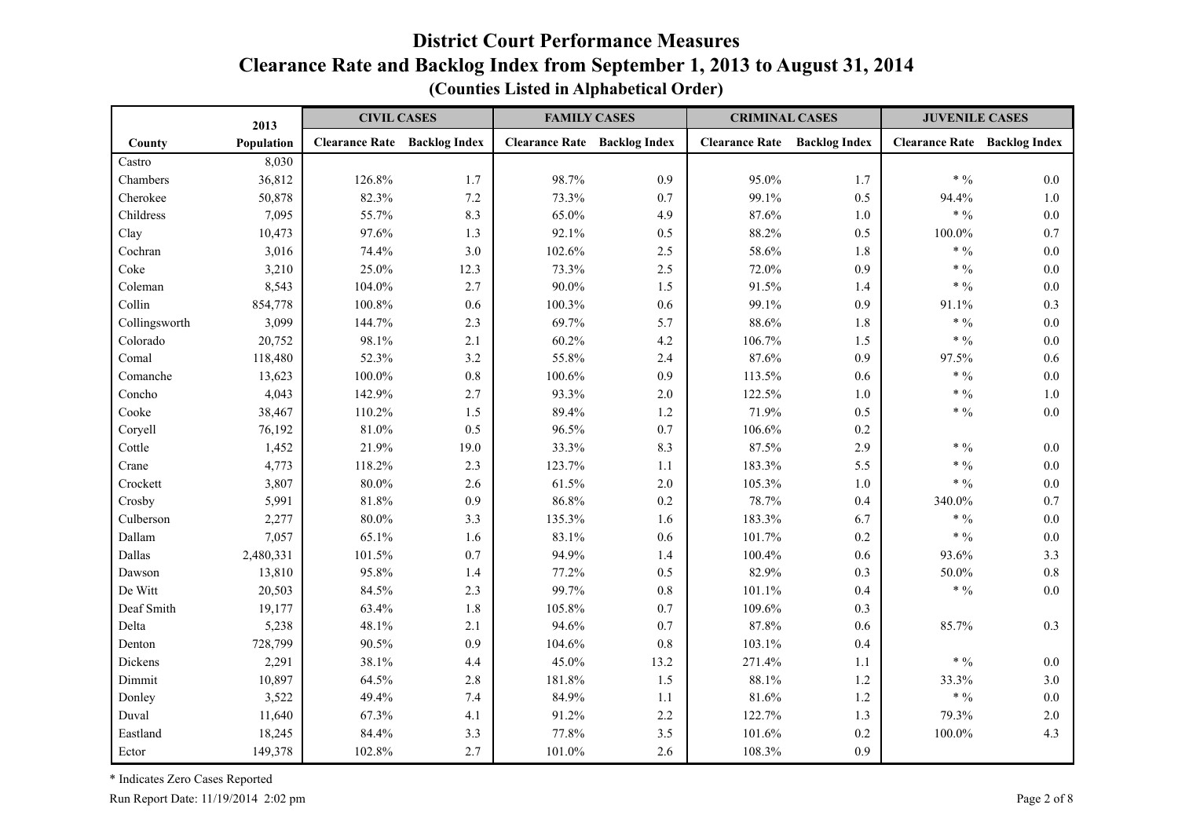# District Court Performance Measures

## Clearance Rate and Backlog Index from September 1, 2013 to August 31, 2014

### (Counties Listed in Alphabetical Order)

| County | 2013 Population | CIVIL CASES | | FAMILY CASES | | CRIMINAL CASES | | JUVENILE CASES | |
|---|---|---|---|---|---|---|---|---|---|
| | | Clearance Rate | Backlog Index | Clearance Rate | Backlog Index | Clearance Rate | Backlog Index | Clearance Rate | Backlog Index |
| Castro | 8,030 | | | | | | | | |
| Chambers | 36,812 | 126.8% | 1.7 | 98.7% | 0.9 | 95.0% | 1.7 | * % | 0.0 |
| Cherokee | 50,878 | 82.3% | 7.2 | 73.3% | 0.7 | 99.1% | 0.5 | 94.4% | 1.0 |
| Childress | 7,095 | 55.7% | 8.3 | 65.0% | 4.9 | 87.6% | 1.0 | * % | 0.0 |
| Clay | 10,473 | 97.6% | 1.3 | 92.1% | 0.5 | 88.2% | 0.5 | 100.0% | 0.7 |
| Cochran | 3,016 | 74.4% | 3.0 | 102.6% | 2.5 | 58.6% | 1.8 | * % | 0.0 |
| Coke | 3,210 | 25.0% | 12.3 | 73.3% | 2.5 | 72.0% | 0.9 | * % | 0.0 |
| Coleman | 8,543 | 104.0% | 2.7 | 90.0% | 1.5 | 91.5% | 1.4 | * % | 0.0 |
| Collin | 854,778 | 100.8% | 0.6 | 100.3% | 0.6 | 99.1% | 0.9 | 91.1% | 0.3 |
| Collingsworth | 3,099 | 144.7% | 2.3 | 69.7% | 5.7 | 88.6% | 1.8 | * % | 0.0 |
| Colorado | 20,752 | 98.1% | 2.1 | 60.2% | 4.2 | 106.7% | 1.5 | * % | 0.0 |
| Comal | 118,480 | 52.3% | 3.2 | 55.8% | 2.4 | 87.6% | 0.9 | 97.5% | 0.6 |
| Comanche | 13,623 | 100.0% | 0.8 | 100.6% | 0.9 | 113.5% | 0.6 | * % | 0.0 |
| Concho | 4,043 | 142.9% | 2.7 | 93.3% | 2.0 | 122.5% | 1.0 | * % | 1.0 |
| Cooke | 38,467 | 110.2% | 1.5 | 89.4% | 1.2 | 71.9% | 0.5 | * % | 0.0 |
| Coryell | 76,192 | 81.0% | 0.5 | 96.5% | 0.7 | 106.6% | 0.2 | | |
| Cottle | 1,452 | 21.9% | 19.0 | 33.3% | 8.3 | 87.5% | 2.9 | * % | 0.0 |
| Crane | 4,773 | 118.2% | 2.3 | 123.7% | 1.1 | 183.3% | 5.5 | * % | 0.0 |
| Crockett | 3,807 | 80.0% | 2.6 | 61.5% | 2.0 | 105.3% | 1.0 | * % | 0.0 |
| Crosby | 5,991 | 81.8% | 0.9 | 86.8% | 0.2 | 78.7% | 0.4 | 340.0% | 0.7 |
| Culberson | 2,277 | 80.0% | 3.3 | 135.3% | 1.6 | 183.3% | 6.7 | * % | 0.0 |
| Dallam | 7,057 | 65.1% | 1.6 | 83.1% | 0.6 | 101.7% | 0.2 | * % | 0.0 |
| Dallas | 2,480,331 | 101.5% | 0.7 | 94.9% | 1.4 | 100.4% | 0.6 | 93.6% | 3.3 |
| Dawson | 13,810 | 95.8% | 1.4 | 77.2% | 0.5 | 82.9% | 0.3 | 50.0% | 0.8 |
| De Witt | 20,503 | 84.5% | 2.3 | 99.7% | 0.8 | 101.1% | 0.4 | * % | 0.0 |
| Deaf Smith | 19,177 | 63.4% | 1.8 | 105.8% | 0.7 | 109.6% | 0.3 | | |
| Delta | 5,238 | 48.1% | 2.1 | 94.6% | 0.7 | 87.8% | 0.6 | 85.7% | 0.3 |
| Denton | 728,799 | 90.5% | 0.9 | 104.6% | 0.8 | 103.1% | 0.4 | | |
| Dickens | 2,291 | 38.1% | 4.4 | 45.0% | 13.2 | 271.4% | 1.1 | * % | 0.0 |
| Dimmit | 10,897 | 64.5% | 2.8 | 181.8% | 1.5 | 88.1% | 1.2 | 33.3% | 3.0 |
| Donley | 3,522 | 49.4% | 7.4 | 84.9% | 1.1 | 81.6% | 1.2 | * % | 0.0 |
| Duval | 11,640 | 67.3% | 4.1 | 91.2% | 2.2 | 122.7% | 1.3 | 79.3% | 2.0 |
| Eastland | 18,245 | 84.4% | 3.3 | 77.8% | 3.5 | 101.6% | 0.2 | 100.0% | 4.3 |
| Ector | 149,378 | 102.8% | 2.7 | 101.0% | 2.6 | 108.3% | 0.9 | | |

* Indicates Zero Cases Reported

Run Report Date: 11/19/2014 2:02 pm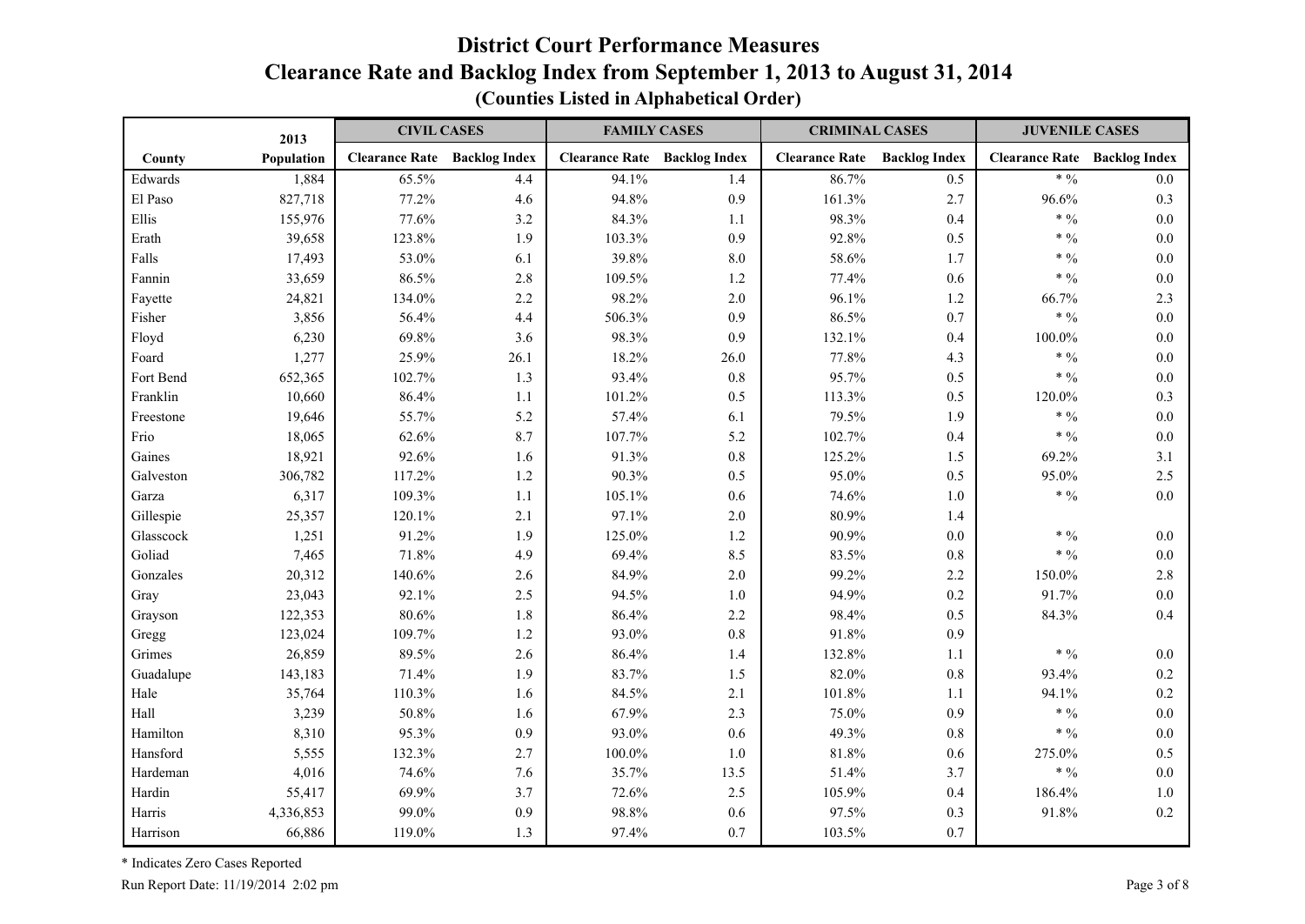# District Court Performance Measures

## Clearance Rate and Backlog Index from September 1, 2013 to August 31, 2014

### (Counties Listed in Alphabetical Order)

| County | 2013 Population | CIVIL CASES | | FAMILY CASES | | CRIMINAL CASES | | JUVENILE CASES | |
|---|---|---|---|---|---|---|---|---|---|
| | | Clearance Rate | Backlog Index | Clearance Rate | Backlog Index | Clearance Rate | Backlog Index | Clearance Rate | Backlog Index |
| Edwards | 1,884 | 65.5% | 4.4 | 94.1% | 1.4 | 86.7% | 0.5 | * % | 0.0 |
| El Paso | 827,718 | 77.2% | 4.6 | 94.8% | 0.9 | 161.3% | 2.7 | 96.6% | 0.3 |
| Ellis | 155,976 | 77.6% | 3.2 | 84.3% | 1.1 | 98.3% | 0.4 | * % | 0.0 |
| Erath | 39,658 | 123.8% | 1.9 | 103.3% | 0.9 | 92.8% | 0.5 | * % | 0.0 |
| Falls | 17,493 | 53.0% | 6.1 | 39.8% | 8.0 | 58.6% | 1.7 | * % | 0.0 |
| Fannin | 33,659 | 86.5% | 2.8 | 109.5% | 1.2 | 77.4% | 0.6 | * % | 0.0 |
| Fayette | 24,821 | 134.0% | 2.2 | 98.2% | 2.0 | 96.1% | 1.2 | 66.7% | 2.3 |
| Fisher | 3,856 | 56.4% | 4.4 | 506.3% | 0.9 | 86.5% | 0.7 | * % | 0.0 |
| Floyd | 6,230 | 69.8% | 3.6 | 98.3% | 0.9 | 132.1% | 0.4 | 100.0% | 0.0 |
| Foard | 1,277 | 25.9% | 26.1 | 18.2% | 26.0 | 77.8% | 4.3 | * % | 0.0 |
| Fort Bend | 652,365 | 102.7% | 1.3 | 93.4% | 0.8 | 95.7% | 0.5 | * % | 0.0 |
| Franklin | 10,660 | 86.4% | 1.1 | 101.2% | 0.5 | 113.3% | 0.5 | 120.0% | 0.3 |
| Freestone | 19,646 | 55.7% | 5.2 | 57.4% | 6.1 | 79.5% | 1.9 | * % | 0.0 |
| Frio | 18,065 | 62.6% | 8.7 | 107.7% | 5.2 | 102.7% | 0.4 | * % | 0.0 |
| Gaines | 18,921 | 92.6% | 1.6 | 91.3% | 0.8 | 125.2% | 1.5 | 69.2% | 3.1 |
| Galveston | 306,782 | 117.2% | 1.2 | 90.3% | 0.5 | 95.0% | 0.5 | 95.0% | 2.5 |
| Garza | 6,317 | 109.3% | 1.1 | 105.1% | 0.6 | 74.6% | 1.0 | * % | 0.0 |
| Gillespie | 25,357 | 120.1% | 2.1 | 97.1% | 2.0 | 80.9% | 1.4 | | |
| Glasscock | 1,251 | 91.2% | 1.9 | 125.0% | 1.2 | 90.9% | 0.0 | * % | 0.0 |
| Goliad | 7,465 | 71.8% | 4.9 | 69.4% | 8.5 | 83.5% | 0.8 | * % | 0.0 |
| Gonzales | 20,312 | 140.6% | 2.6 | 84.9% | 2.0 | 99.2% | 2.2 | 150.0% | 2.8 |
| Gray | 23,043 | 92.1% | 2.5 | 94.5% | 1.0 | 94.9% | 0.2 | 91.7% | 0.0 |
| Grayson | 122,353 | 80.6% | 1.8 | 86.4% | 2.2 | 98.4% | 0.5 | 84.3% | 0.4 |
| Gregg | 123,024 | 109.7% | 1.2 | 93.0% | 0.8 | 91.8% | 0.9 | | |
| Grimes | 26,859 | 89.5% | 2.6 | 86.4% | 1.4 | 132.8% | 1.1 | * % | 0.0 |
| Guadalupe | 143,183 | 71.4% | 1.9 | 83.7% | 1.5 | 82.0% | 0.8 | 93.4% | 0.2 |
| Hale | 35,764 | 110.3% | 1.6 | 84.5% | 2.1 | 101.8% | 1.1 | 94.1% | 0.2 |
| Hall | 3,239 | 50.8% | 1.6 | 67.9% | 2.3 | 75.0% | 0.9 | * % | 0.0 |
| Hamilton | 8,310 | 95.3% | 0.9 | 93.0% | 0.6 | 49.3% | 0.8 | * % | 0.0 |
| Hansford | 5,555 | 132.3% | 2.7 | 100.0% | 1.0 | 81.8% | 0.6 | 275.0% | 0.5 |
| Hardeman | 4,016 | 74.6% | 7.6 | 35.7% | 13.5 | 51.4% | 3.7 | * % | 0.0 |
| Hardin | 55,417 | 69.9% | 3.7 | 72.6% | 2.5 | 105.9% | 0.4 | 186.4% | 1.0 |
| Harris | 4,336,853 | 99.0% | 0.9 | 98.8% | 0.6 | 97.5% | 0.3 | 91.8% | 0.2 |
| Harrison | 66,886 | 119.0% | 1.3 | 97.4% | 0.7 | 103.5% | 0.7 | | |

* Indicates Zero Cases Reported

Run Report Date: 11/19/2014 2:02 pm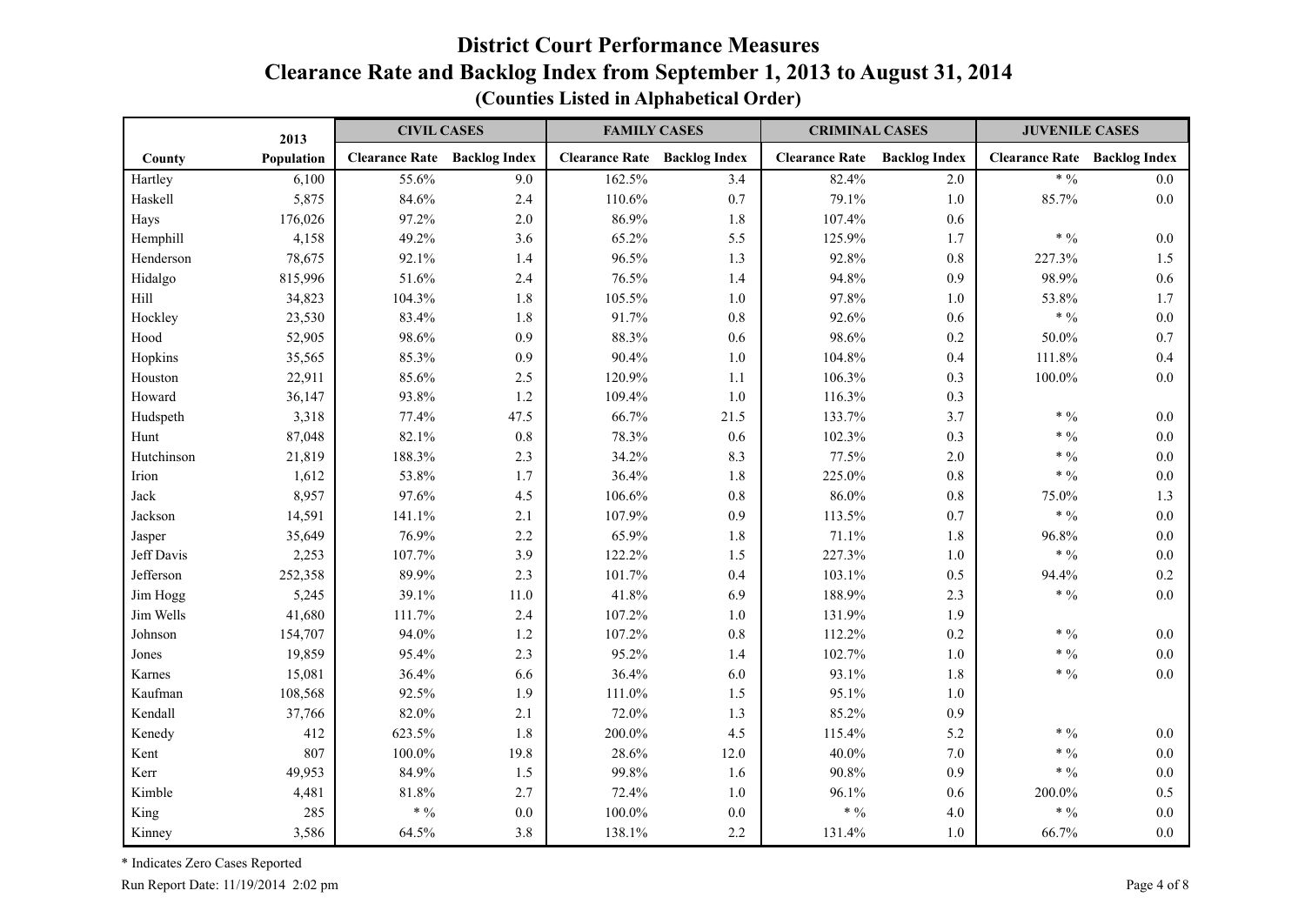# District Court Performance Measures

## Clearance Rate and Backlog Index from September 1, 2013 to August 31, 2014

### (Counties Listed in Alphabetical Order)

| County | 2013 Population | CIVIL CASES | | FAMILY CASES | | CRIMINAL CASES | | JUVENILE CASES | |
|---|---|---|---|---|---|---|---|---|---|
| | | Clearance Rate | Backlog Index | Clearance Rate | Backlog Index | Clearance Rate | Backlog Index | Clearance Rate | Backlog Index |
| Hartley | 6,100 | 55.6% | 9.0 | 162.5% | 3.4 | 82.4% | 2.0 | * % | 0.0 |
| Haskell | 5,875 | 84.6% | 2.4 | 110.6% | 0.7 | 79.1% | 1.0 | 85.7% | 0.0 |
| Hays | 176,026 | 97.2% | 2.0 | 86.9% | 1.8 | 107.4% | 0.6 | | |
| Hemphill | 4,158 | 49.2% | 3.6 | 65.2% | 5.5 | 125.9% | 1.7 | * % | 0.0 |
| Henderson | 78,675 | 92.1% | 1.4 | 96.5% | 1.3 | 92.8% | 0.8 | 227.3% | 1.5 |
| Hidalgo | 815,996 | 51.6% | 2.4 | 76.5% | 1.4 | 94.8% | 0.9 | 98.9% | 0.6 |
| Hill | 34,823 | 104.3% | 1.8 | 105.5% | 1.0 | 97.8% | 1.0 | 53.8% | 1.7 |
| Hockley | 23,530 | 83.4% | 1.8 | 91.7% | 0.8 | 92.6% | 0.6 | * % | 0.0 |
| Hood | 52,905 | 98.6% | 0.9 | 88.3% | 0.6 | 98.6% | 0.2 | 50.0% | 0.7 |
| Hopkins | 35,565 | 85.3% | 0.9 | 90.4% | 1.0 | 104.8% | 0.4 | 111.8% | 0.4 |
| Houston | 22,911 | 85.6% | 2.5 | 120.9% | 1.1 | 106.3% | 0.3 | 100.0% | 0.0 |
| Howard | 36,147 | 93.8% | 1.2 | 109.4% | 1.0 | 116.3% | 0.3 | | |
| Hudspeth | 3,318 | 77.4% | 47.5 | 66.7% | 21.5 | 133.7% | 3.7 | * % | 0.0 |
| Hunt | 87,048 | 82.1% | 0.8 | 78.3% | 0.6 | 102.3% | 0.3 | * % | 0.0 |
| Hutchinson | 21,819 | 188.3% | 2.3 | 34.2% | 8.3 | 77.5% | 2.0 | * % | 0.0 |
| Irion | 1,612 | 53.8% | 1.7 | 36.4% | 1.8 | 225.0% | 0.8 | * % | 0.0 |
| Jack | 8,957 | 97.6% | 4.5 | 106.6% | 0.8 | 86.0% | 0.8 | 75.0% | 1.3 |
| Jackson | 14,591 | 141.1% | 2.1 | 107.9% | 0.9 | 113.5% | 0.7 | * % | 0.0 |
| Jasper | 35,649 | 76.9% | 2.2 | 65.9% | 1.8 | 71.1% | 1.8 | 96.8% | 0.0 |
| Jeff Davis | 2,253 | 107.7% | 3.9 | 122.2% | 1.5 | 227.3% | 1.0 | * % | 0.0 |
| Jefferson | 252,358 | 89.9% | 2.3 | 101.7% | 0.4 | 103.1% | 0.5 | 94.4% | 0.2 |
| Jim Hogg | 5,245 | 39.1% | 11.0 | 41.8% | 6.9 | 188.9% | 2.3 | * % | 0.0 |
| Jim Wells | 41,680 | 111.7% | 2.4 | 107.2% | 1.0 | 131.9% | 1.9 | | |
| Johnson | 154,707 | 94.0% | 1.2 | 107.2% | 0.8 | 112.2% | 0.2 | * % | 0.0 |
| Jones | 19,859 | 95.4% | 2.3 | 95.2% | 1.4 | 102.7% | 1.0 | * % | 0.0 |
| Karnes | 15,081 | 36.4% | 6.6 | 36.4% | 6.0 | 93.1% | 1.8 | * % | 0.0 |
| Kaufman | 108,568 | 92.5% | 1.9 | 111.0% | 1.5 | 95.1% | 1.0 | | |
| Kendall | 37,766 | 82.0% | 2.1 | 72.0% | 1.3 | 85.2% | 0.9 | | |
| Kenedy | 412 | 623.5% | 1.8 | 200.0% | 4.5 | 115.4% | 5.2 | * % | 0.0 |
| Kent | 807 | 100.0% | 19.8 | 28.6% | 12.0 | 40.0% | 7.0 | * % | 0.0 |
| Kerr | 49,953 | 84.9% | 1.5 | 99.8% | 1.6 | 90.8% | 0.9 | * % | 0.0 |
| Kimble | 4,481 | 81.8% | 2.7 | 72.4% | 1.0 | 96.1% | 0.6 | 200.0% | 0.5 |
| King | 285 | * % | 0.0 | 100.0% | 0.0 | * % | 4.0 | * % | 0.0 |
| Kinney | 3,586 | 64.5% | 3.8 | 138.1% | 2.2 | 131.4% | 1.0 | 66.7% | 0.0 |

\* Indicates Zero Cases Reported

Run Report Date: 11/19/2014 2:02 pm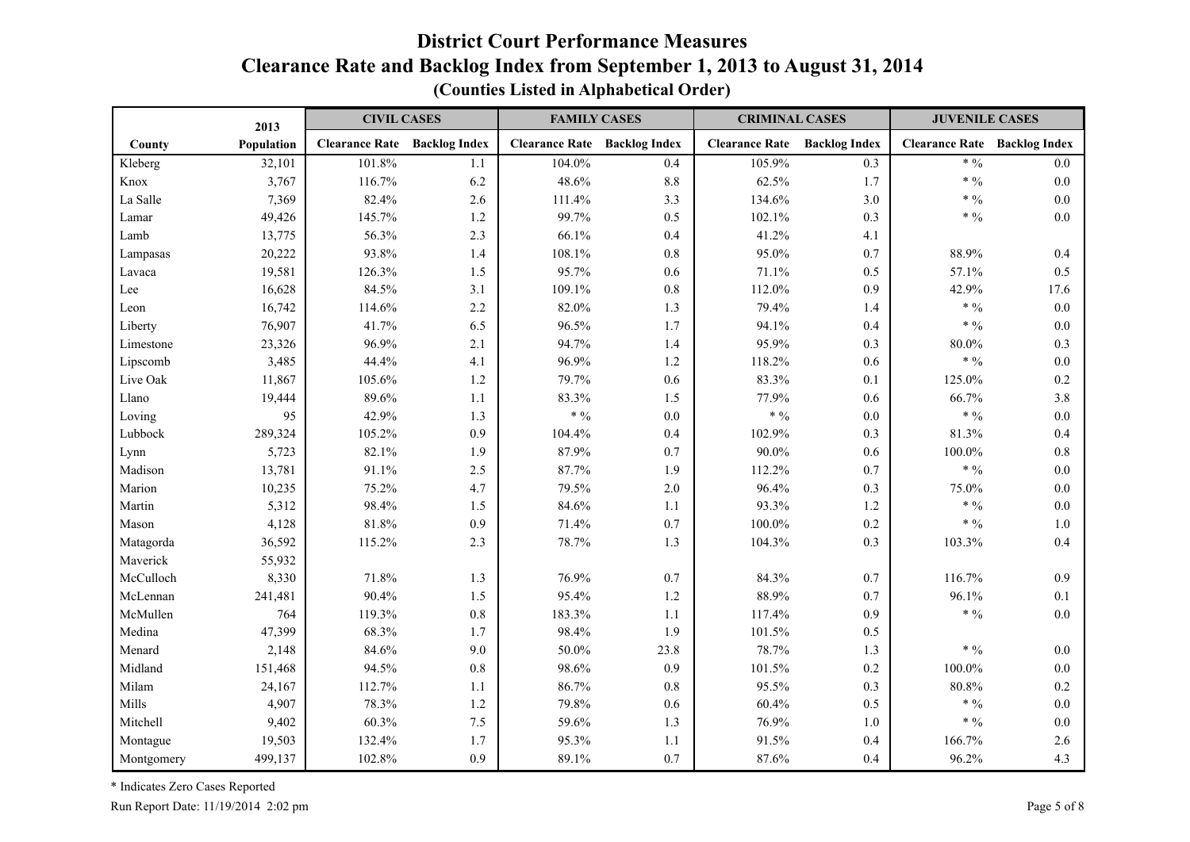# District Court Performance Measures

## Clearance Rate and Backlog Index from September 1, 2013 to August 31, 2014

### (Counties Listed in Alphabetical Order)

| County | 2013 Population | CIVIL CASES | | FAMILY CASES | | CRIMINAL CASES | | JUVENILE CASES | |
|---|---|---|---|---|---|---|---|---|---|
| | | Clearance Rate | Backlog Index | Clearance Rate | Backlog Index | Clearance Rate | Backlog Index | Clearance Rate | Backlog Index |
| Kleberg | 32,101 | 101.8% | 1.1 | 104.0% | 0.4 | 105.9% | 0.3 | * % | 0.0 |
| Knox | 3,767 | 116.7% | 6.2 | 48.6% | 8.8 | 62.5% | 1.7 | * % | 0.0 |
| La Salle | 7,369 | 82.4% | 2.6 | 111.4% | 3.3 | 134.6% | 3.0 | * % | 0.0 |
| Lamar | 49,426 | 145.7% | 1.2 | 99.7% | 0.5 | 102.1% | 0.3 | * % | 0.0 |
| Lamb | 13,775 | 56.3% | 2.3 | 66.1% | 0.4 | 41.2% | 4.1 | | |
| Lampasas | 20,222 | 93.8% | 1.4 | 108.1% | 0.8 | 95.0% | 0.7 | 88.9% | 0.4 |
| Lavaca | 19,581 | 126.3% | 1.5 | 95.7% | 0.6 | 71.1% | 0.5 | 57.1% | 0.5 |
| Lee | 16,628 | 84.5% | 3.1 | 109.1% | 0.8 | 112.0% | 0.9 | 42.9% | 17.6 |
| Leon | 16,742 | 114.6% | 2.2 | 82.0% | 1.3 | 79.4% | 1.4 | * % | 0.0 |
| Liberty | 76,907 | 41.7% | 6.5 | 96.5% | 1.7 | 94.1% | 0.4 | * % | 0.0 |
| Limestone | 23,326 | 96.9% | 2.1 | 94.7% | 1.4 | 95.9% | 0.3 | 80.0% | 0.3 |
| Lipscomb | 3,485 | 44.4% | 4.1 | 96.9% | 1.2 | 118.2% | 0.6 | * % | 0.0 |
| Live Oak | 11,867 | 105.6% | 1.2 | 79.7% | 0.6 | 83.3% | 0.1 | 125.0% | 0.2 |
| Llano | 19,444 | 89.6% | 1.1 | 83.3% | 1.5 | 77.9% | 0.6 | 66.7% | 3.8 |
| Loving | 95 | 42.9% | 1.3 | * % | 0.0 | * % | 0.0 | * % | 0.0 |
| Lubbock | 289,324 | 105.2% | 0.9 | 104.4% | 0.4 | 102.9% | 0.3 | 81.3% | 0.4 |
| Lynn | 5,723 | 82.1% | 1.9 | 87.9% | 0.7 | 90.0% | 0.6 | 100.0% | 0.8 |
| Madison | 13,781 | 91.1% | 2.5 | 87.7% | 1.9 | 112.2% | 0.7 | * % | 0.0 |
| Marion | 10,235 | 75.2% | 4.7 | 79.5% | 2.0 | 96.4% | 0.3 | 75.0% | 0.0 |
| Martin | 5,312 | 98.4% | 1.5 | 84.6% | 1.1 | 93.3% | 1.2 | * % | 0.0 |
| Mason | 4,128 | 81.8% | 0.9 | 71.4% | 0.7 | 100.0% | 0.2 | * % | 1.0 |
| Matagorda | 36,592 | 115.2% | 2.3 | 78.7% | 1.3 | 104.3% | 0.3 | 103.3% | 0.4 |
| Maverick | 55,932 | | | | | | | | |
| McCulloch | 8,330 | 71.8% | 1.3 | 76.9% | 0.7 | 84.3% | 0.7 | 116.7% | 0.9 |
| McLennan | 241,481 | 90.4% | 1.5 | 95.4% | 1.2 | 88.9% | 0.7 | 96.1% | 0.1 |
| McMullen | 764 | 119.3% | 0.8 | 183.3% | 1.1 | 117.4% | 0.9 | * % | 0.0 |
| Medina | 47,399 | 68.3% | 1.7 | 98.4% | 1.9 | 101.5% | 0.5 | | |
| Menard | 2,148 | 84.6% | 9.0 | 50.0% | 23.8 | 78.7% | 1.3 | * % | 0.0 |
| Midland | 151,468 | 94.5% | 0.8 | 98.6% | 0.9 | 101.5% | 0.2 | 100.0% | 0.0 |
| Milam | 24,167 | 112.7% | 1.1 | 86.7% | 0.8 | 95.5% | 0.3 | 80.8% | 0.2 |
| Mills | 4,907 | 78.3% | 1.2 | 79.8% | 0.6 | 60.4% | 0.5 | * % | 0.0 |
| Mitchell | 9,402 | 60.3% | 7.5 | 59.6% | 1.3 | 76.9% | 1.0 | * % | 0.0 |
| Montague | 19,503 | 132.4% | 1.7 | 95.3% | 1.1 | 91.5% | 0.4 | 166.7% | 2.6 |
| Montgomery | 499,137 | 102.8% | 0.9 | 89.1% | 0.7 | 87.6% | 0.4 | 96.2% | 4.3 |

* Indicates Zero Cases Reported

Run Report Date: 11/19/2014 2:02 pm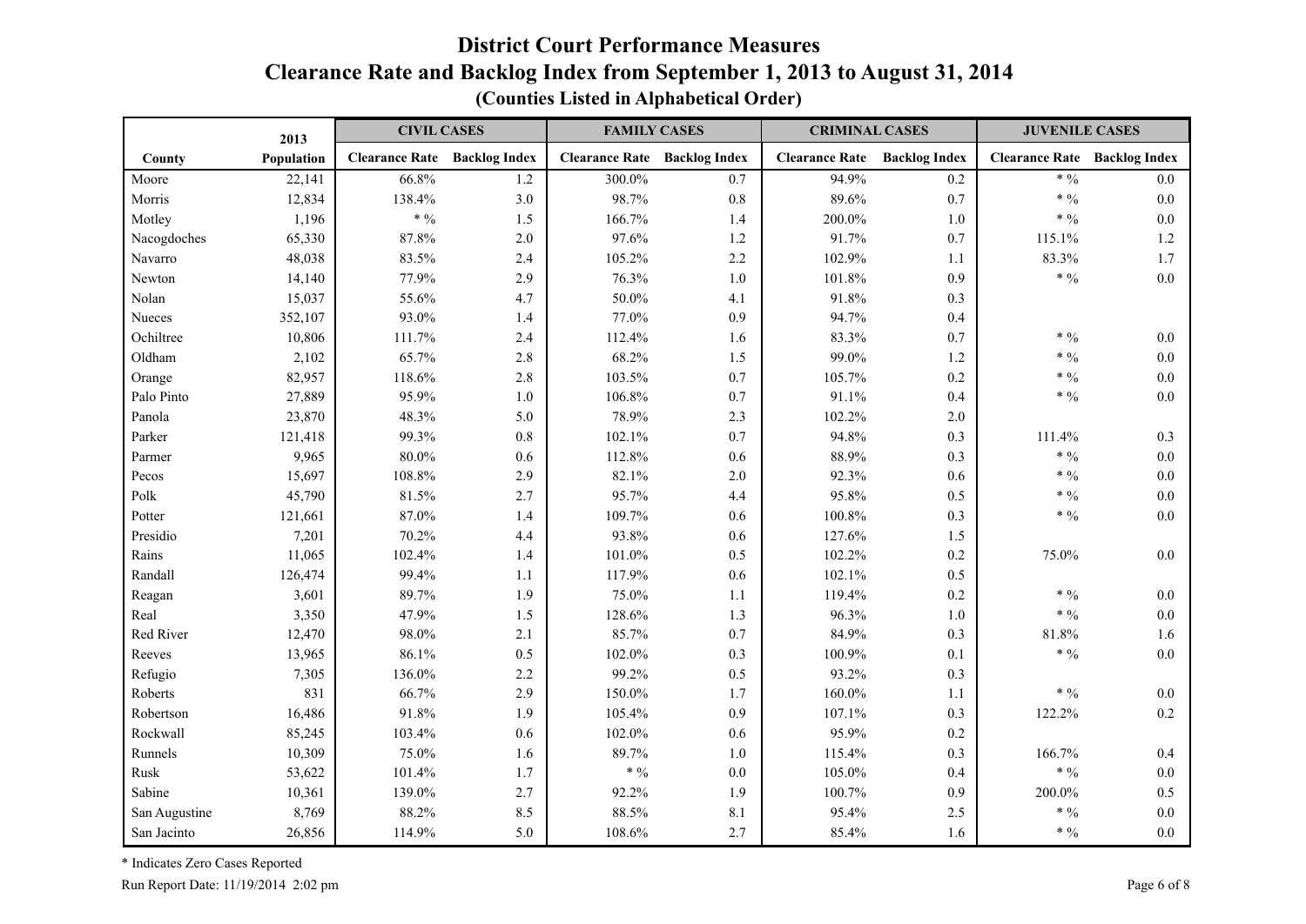# District Court Performance Measures

## Clearance Rate and Backlog Index from September 1, 2013 to August 31, 2014

### (Counties Listed in Alphabetical Order)

| County | 2013 Population | CIVIL CASES | | FAMILY CASES | | CRIMINAL CASES | | JUVENILE CASES | |
|---|---|---|---|---|---|---|---|---|---|
| | | Clearance Rate | Backlog Index | Clearance Rate | Backlog Index | Clearance Rate | Backlog Index | Clearance Rate | Backlog Index |
| Moore | 22,141 | 66.8% | 1.2 | 300.0% | 0.7 | 94.9% | 0.2 | * % | 0.0 |
| Morris | 12,834 | 138.4% | 3.0 | 98.7% | 0.8 | 89.6% | 0.7 | * % | 0.0 |
| Motley | 1,196 | * % | 1.5 | 166.7% | 1.4 | 200.0% | 1.0 | * % | 0.0 |
| Nacogdoches | 65,330 | 87.8% | 2.0 | 97.6% | 1.2 | 91.7% | 0.7 | 115.1% | 1.2 |
| Navarro | 48,038 | 83.5% | 2.4 | 105.2% | 2.2 | 102.9% | 1.1 | 83.3% | 1.7 |
| Newton | 14,140 | 77.9% | 2.9 | 76.3% | 1.0 | 101.8% | 0.9 | * % | 0.0 |
| Nolan | 15,037 | 55.6% | 4.7 | 50.0% | 4.1 | 91.8% | 0.3 | | |
| Nueces | 352,107 | 93.0% | 1.4 | 77.0% | 0.9 | 94.7% | 0.4 | | |
| Ochiltree | 10,806 | 111.7% | 2.4 | 112.4% | 1.6 | 83.3% | 0.7 | * % | 0.0 |
| Oldham | 2,102 | 65.7% | 2.8 | 68.2% | 1.5 | 99.0% | 1.2 | * % | 0.0 |
| Orange | 82,957 | 118.6% | 2.8 | 103.5% | 0.7 | 105.7% | 0.2 | * % | 0.0 |
| Palo Pinto | 27,889 | 95.9% | 1.0 | 106.8% | 0.7 | 91.1% | 0.4 | * % | 0.0 |
| Panola | 23,870 | 48.3% | 5.0 | 78.9% | 2.3 | 102.2% | 2.0 | | |
| Parker | 121,418 | 99.3% | 0.8 | 102.1% | 0.7 | 94.8% | 0.3 | 111.4% | 0.3 |
| Parmer | 9,965 | 80.0% | 0.6 | 112.8% | 0.6 | 88.9% | 0.3 | * % | 0.0 |
| Pecos | 15,697 | 108.8% | 2.9 | 82.1% | 2.0 | 92.3% | 0.6 | * % | 0.0 |
| Polk | 45,790 | 81.5% | 2.7 | 95.7% | 4.4 | 95.8% | 0.5 | * % | 0.0 |
| Potter | 121,661 | 87.0% | 1.4 | 109.7% | 0.6 | 100.8% | 0.3 | * % | 0.0 |
| Presidio | 7,201 | 70.2% | 4.4 | 93.8% | 0.6 | 127.6% | 1.5 | | |
| Rains | 11,065 | 102.4% | 1.4 | 101.0% | 0.5 | 102.2% | 0.2 | 75.0% | 0.0 |
| Randall | 126,474 | 99.4% | 1.1 | 117.9% | 0.6 | 102.1% | 0.5 | | |
| Reagan | 3,601 | 89.7% | 1.9 | 75.0% | 1.1 | 119.4% | 0.2 | * % | 0.0 |
| Real | 3,350 | 47.9% | 1.5 | 128.6% | 1.3 | 96.3% | 1.0 | * % | 0.0 |
| Red River | 12,470 | 98.0% | 2.1 | 85.7% | 0.7 | 84.9% | 0.3 | 81.8% | 1.6 |
| Reeves | 13,965 | 86.1% | 0.5 | 102.0% | 0.3 | 100.9% | 0.1 | * % | 0.0 |
| Refugio | 7,305 | 136.0% | 2.2 | 99.2% | 0.5 | 93.2% | 0.3 | | |
| Roberts | 831 | 66.7% | 2.9 | 150.0% | 1.7 | 160.0% | 1.1 | * % | 0.0 |
| Robertson | 16,486 | 91.8% | 1.9 | 105.4% | 0.9 | 107.1% | 0.3 | 122.2% | 0.2 |
| Rockwall | 85,245 | 103.4% | 0.6 | 102.0% | 0.6 | 95.9% | 0.2 | | |
| Runnels | 10,309 | 75.0% | 1.6 | 89.7% | 1.0 | 115.4% | 0.3 | 166.7% | 0.4 |
| Rusk | 53,622 | 101.4% | 1.7 | * % | 0.0 | 105.0% | 0.4 | * % | 0.0 |
| Sabine | 10,361 | 139.0% | 2.7 | 92.2% | 1.9 | 100.7% | 0.9 | 200.0% | 0.5 |
| San Augustine | 8,769 | 88.2% | 8.5 | 88.5% | 8.1 | 95.4% | 2.5 | * % | 0.0 |
| San Jacinto | 26,856 | 114.9% | 5.0 | 108.6% | 2.7 | 85.4% | 1.6 | * % | 0.0 |

* Indicates Zero Cases Reported

Run Report Date: 11/19/2014 2:02 pm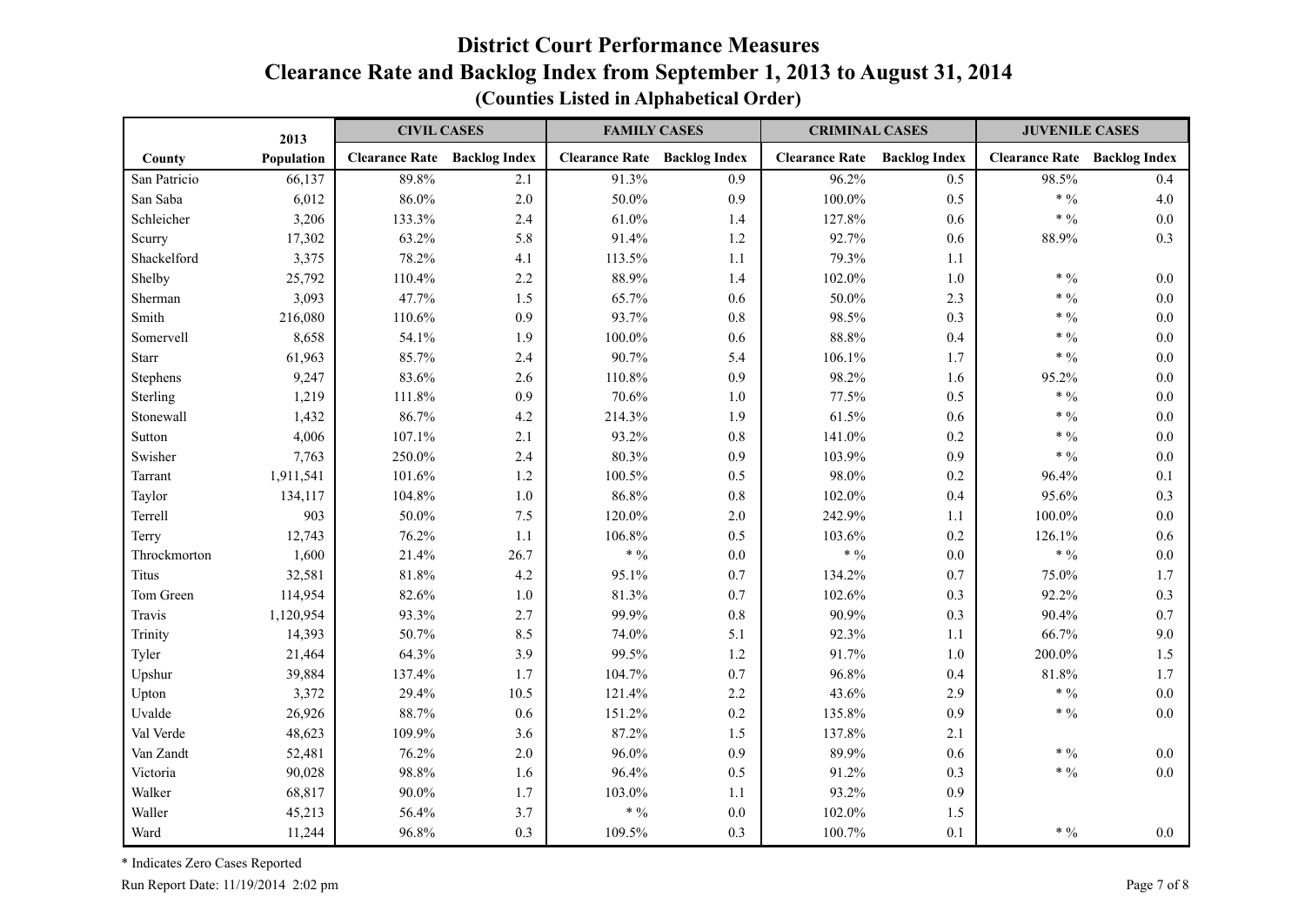# District Court Performance Measures

## Clearance Rate and Backlog Index from September 1, 2013 to August 31, 2014

### (Counties Listed in Alphabetical Order)

| County | 2013 Population | CIVIL CASES | | FAMILY CASES | | CRIMINAL CASES | | JUVENILE CASES | |
|---|---|---|---|---|---|---|---|---|---|
| | | Clearance Rate | Backlog Index | Clearance Rate | Backlog Index | Clearance Rate | Backlog Index | Clearance Rate | Backlog Index |
| San Patricio | 66,137 | 89.8% | 2.1 | 91.3% | 0.9 | 96.2% | 0.5 | 98.5% | 0.4 |
| San Saba | 6,012 | 86.0% | 2.0 | 50.0% | 0.9 | 100.0% | 0.5 | * % | 4.0 |
| Schleicher | 3,206 | 133.3% | 2.4 | 61.0% | 1.4 | 127.8% | 0.6 | * % | 0.0 |
| Scurry | 17,302 | 63.2% | 5.8 | 91.4% | 1.2 | 92.7% | 0.6 | 88.9% | 0.3 |
| Shackelford | 3,375 | 78.2% | 4.1 | 113.5% | 1.1 | 79.3% | 1.1 | | |
| Shelby | 25,792 | 110.4% | 2.2 | 88.9% | 1.4 | 102.0% | 1.0 | * % | 0.0 |
| Sherman | 3,093 | 47.7% | 1.5 | 65.7% | 0.6 | 50.0% | 2.3 | * % | 0.0 |
| Smith | 216,080 | 110.6% | 0.9 | 93.7% | 0.8 | 98.5% | 0.3 | * % | 0.0 |
| Somervell | 8,658 | 54.1% | 1.9 | 100.0% | 0.6 | 88.8% | 0.4 | * % | 0.0 |
| Starr | 61,963 | 85.7% | 2.4 | 90.7% | 5.4 | 106.1% | 1.7 | * % | 0.0 |
| Stephens | 9,247 | 83.6% | 2.6 | 110.8% | 0.9 | 98.2% | 1.6 | 95.2% | 0.0 |
| Sterling | 1,219 | 111.8% | 0.9 | 70.6% | 1.0 | 77.5% | 0.5 | * % | 0.0 |
| Stonewall | 1,432 | 86.7% | 4.2 | 214.3% | 1.9 | 61.5% | 0.6 | * % | 0.0 |
| Sutton | 4,006 | 107.1% | 2.1 | 93.2% | 0.8 | 141.0% | 0.2 | * % | 0.0 |
| Swisher | 7,763 | 250.0% | 2.4 | 80.3% | 0.9 | 103.9% | 0.9 | * % | 0.0 |
| Tarrant | 1,911,541 | 101.6% | 1.2 | 100.5% | 0.5 | 98.0% | 0.2 | 96.4% | 0.1 |
| Taylor | 134,117 | 104.8% | 1.0 | 86.8% | 0.8 | 102.0% | 0.4 | 95.6% | 0.3 |
| Terrell | 903 | 50.0% | 7.5 | 120.0% | 2.0 | 242.9% | 1.1 | 100.0% | 0.0 |
| Terry | 12,743 | 76.2% | 1.1 | 106.8% | 0.5 | 103.6% | 0.2 | 126.1% | 0.6 |
| Throckmorton | 1,600 | 21.4% | 26.7 | * % | 0.0 | * % | 0.0 | * % | 0.0 |
| Titus | 32,581 | 81.8% | 4.2 | 95.1% | 0.7 | 134.2% | 0.7 | 75.0% | 1.7 |
| Tom Green | 114,954 | 82.6% | 1.0 | 81.3% | 0.7 | 102.6% | 0.3 | 92.2% | 0.3 |
| Travis | 1,120,954 | 93.3% | 2.7 | 99.9% | 0.8 | 90.9% | 0.3 | 90.4% | 0.7 |
| Trinity | 14,393 | 50.7% | 8.5 | 74.0% | 5.1 | 92.3% | 1.1 | 66.7% | 9.0 |
| Tyler | 21,464 | 64.3% | 3.9 | 99.5% | 1.2 | 91.7% | 1.0 | 200.0% | 1.5 |
| Upshur | 39,884 | 137.4% | 1.7 | 104.7% | 0.7 | 96.8% | 0.4 | 81.8% | 1.7 |
| Upton | 3,372 | 29.4% | 10.5 | 121.4% | 2.2 | 43.6% | 2.9 | * % | 0.0 |
| Uvalde | 26,926 | 88.7% | 0.6 | 151.2% | 0.2 | 135.8% | 0.9 | * % | 0.0 |
| Val Verde | 48,623 | 109.9% | 3.6 | 87.2% | 1.5 | 137.8% | 2.1 | | |
| Van Zandt | 52,481 | 76.2% | 2.0 | 96.0% | 0.9 | 89.9% | 0.6 | * % | 0.0 |
| Victoria | 90,028 | 98.8% | 1.6 | 96.4% | 0.5 | 91.2% | 0.3 | * % | 0.0 |
| Walker | 68,817 | 90.0% | 1.7 | 103.0% | 1.1 | 93.2% | 0.9 | | |
| Waller | 45,213 | 56.4% | 3.7 | * % | 0.0 | 102.0% | 1.5 | | |
| Ward | 11,244 | 96.8% | 0.3 | 109.5% | 0.3 | 100.7% | 0.1 | * % | 0.0 |

* Indicates Zero Cases Reported

Run Report Date: 11/19/2014 2:02 pm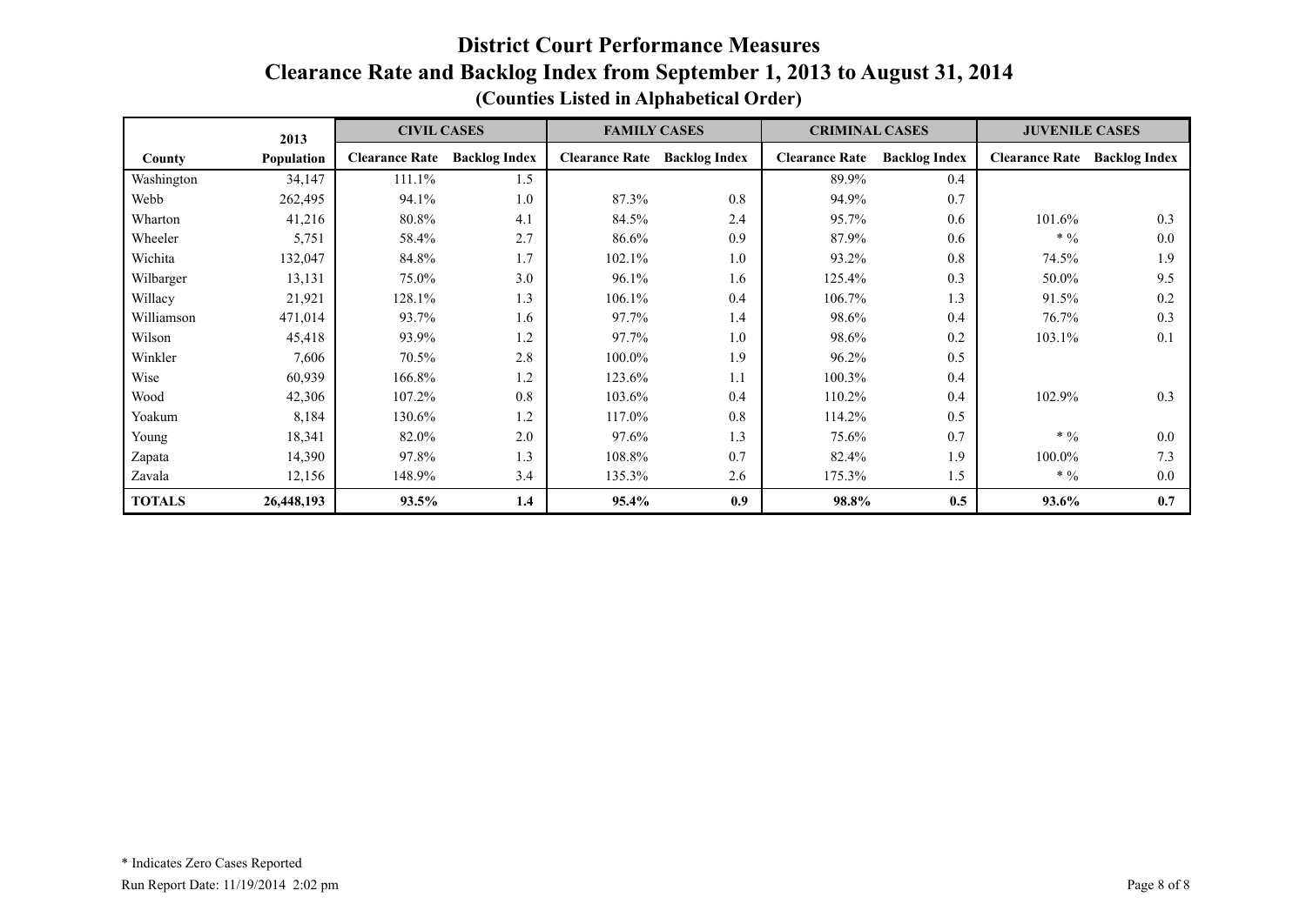# District Court Performance Measures

## Clearance Rate and Backlog Index from September 1, 2013 to August 31, 2014

### (Counties Listed in Alphabetical Order)

| | 2013 | CIVIL CASES | | FAMILY CASES | | CRIMINAL CASES | | JUVENILE CASES | |
|---|---|---|---|---|---|---|---|---|---|
| County | Population | Clearance Rate | Backlog Index | Clearance Rate | Backlog Index | Clearance Rate | Backlog Index | Clearance Rate | Backlog Index |
| Washington | 34,147 | 111.1% | 1.5 | | | 89.9% | 0.4 | | |
| Webb | 262,495 | 94.1% | 1.0 | 87.3% | 0.8 | 94.9% | 0.7 | | |
| Wharton | 41,216 | 80.8% | 4.1 | 84.5% | 2.4 | 95.7% | 0.6 | 101.6% | 0.3 |
| Wheeler | 5,751 | 58.4% | 2.7 | 86.6% | 0.9 | 87.9% | 0.6 | * % | 0.0 |
| Wichita | 132,047 | 84.8% | 1.7 | 102.1% | 1.0 | 93.2% | 0.8 | 74.5% | 1.9 |
| Wilbarger | 13,131 | 75.0% | 3.0 | 96.1% | 1.6 | 125.4% | 0.3 | 50.0% | 9.5 |
| Willacy | 21,921 | 128.1% | 1.3 | 106.1% | 0.4 | 106.7% | 1.3 | 91.5% | 0.2 |
| Williamson | 471,014 | 93.7% | 1.6 | 97.7% | 1.4 | 98.6% | 0.4 | 76.7% | 0.3 |
| Wilson | 45,418 | 93.9% | 1.2 | 97.7% | 1.0 | 98.6% | 0.2 | 103.1% | 0.1 |
| Winkler | 7,606 | 70.5% | 2.8 | 100.0% | 1.9 | 96.2% | 0.5 | | |
| Wise | 60,939 | 166.8% | 1.2 | 123.6% | 1.1 | 100.3% | 0.4 | | |
| Wood | 42,306 | 107.2% | 0.8 | 103.6% | 0.4 | 110.2% | 0.4 | 102.9% | 0.3 |
| Yoakum | 8,184 | 130.6% | 1.2 | 117.0% | 0.8 | 114.2% | 0.5 | | |
| Young | 18,341 | 82.0% | 2.0 | 97.6% | 1.3 | 75.6% | 0.7 | * % | 0.0 |
| Zapata | 14,390 | 97.8% | 1.3 | 108.8% | 0.7 | 82.4% | 1.9 | 100.0% | 7.3 |
| Zavala | 12,156 | 148.9% | 3.4 | 135.3% | 2.6 | 175.3% | 1.5 | * % | 0.0 |
| **TOTALS** | **26,448,193** | **93.5%** | **1.4** | **95.4%** | **0.9** | **98.8%** | **0.5** | **93.6%** | **0.7** |

* Indicates Zero Cases Reported

Run Report Date: 11/19/2014 2:02 pm